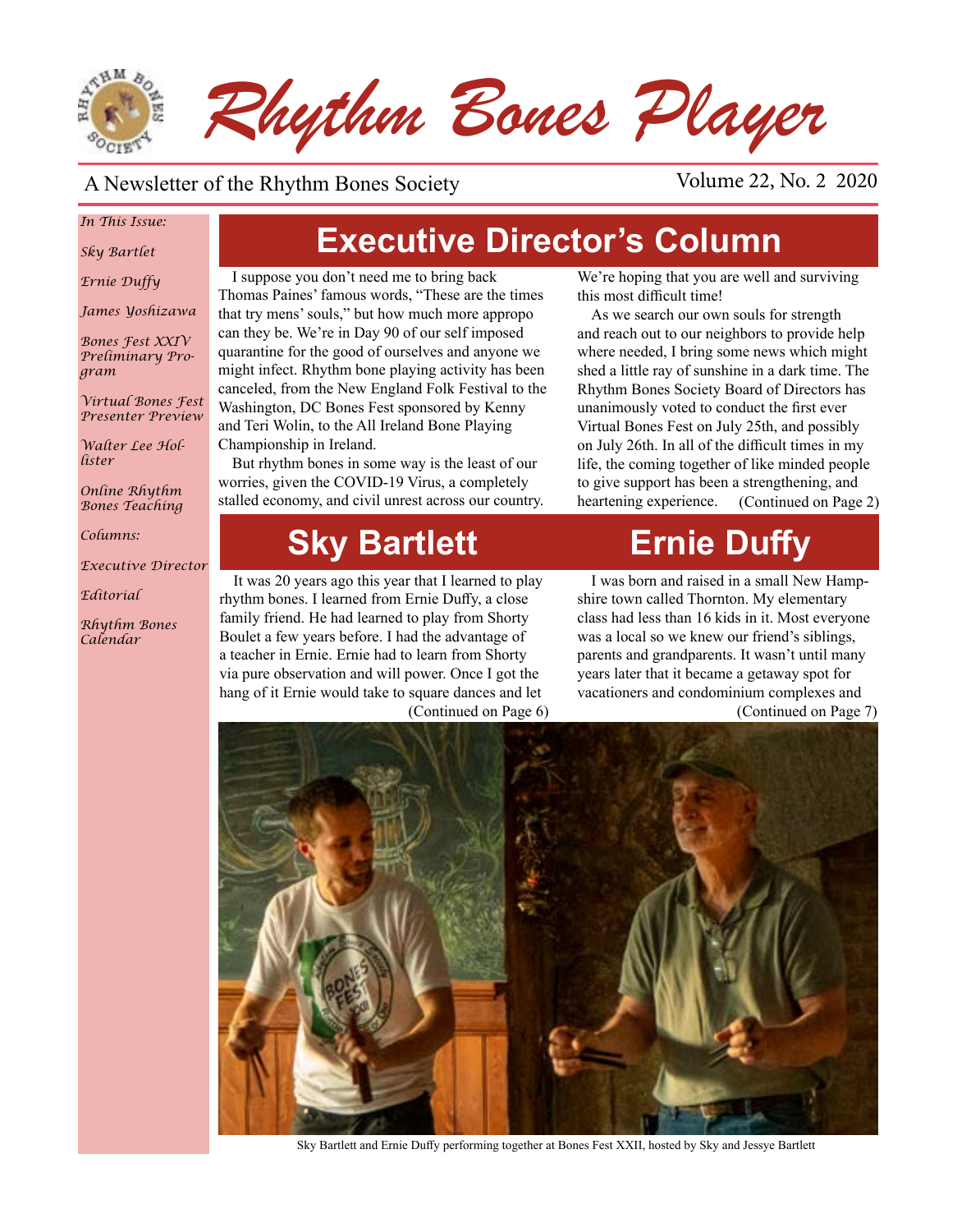# Rhythm Bones Player

A Newsletter of the Rhythm Bones Society — Volume 22, No. 2 2020

*In This Issue:*

*Sky Bartlet*

*Ernie Duffy*

*James Yoshizawa*

*Bones Fest XXIV Preliminary Program*

*Virtual Bones Fest Presenter Preview*

*Walter Lee Hollister*

*Online Rhythm Bones Teaching*

*Columns:*

*Executive Director*

*Editorial*

*Rhythm Bones Calendar*

## Executive Director's Column

I suppose you don't need me to bring back Thomas Paines' famous words, "These are the times that try mens' souls," but how much more appropo can they be. We're in Day 90 of our self imposed quarantine for the good of ourselves and anyone we might infect. Rhythm bone playing activity has been canceled, from the New England Folk Festival to the Washington, DC Bones Fest sponsored by Kenny and Teri Wolin, to the All Ireland Bone Playing Championship in Ireland.

But rhythm bones in some way is the least of our worries, given the COVID-19 Virus, a completely stalled economy, and civil unrest across our country. We're hoping that you are well and surviving this most difficult time!

As we search our own souls for strength and reach out to our neighbors to provide help where needed, I bring some news which might shed a little ray of sunshine in a dark time. The Rhythm Bones Society Board of Directors has unanimously voted to conduct the first ever Virtual Bones Fest on July 25th, and possibly on July 26th. In all of the difficult times in my life, the coming together of like minded people to give support has been a strengthening, and heartening experience. (Continued on Page 2)

## Sky Bartlett

It was 20 years ago this year that I learned to play rhythm bones. I learned from Ernie Duffy, a close family friend. He had learned to play from Shorty Boulet a few years before. I had the advantage of a teacher in Ernie. Ernie had to learn from Shorty via pure observation and will power. Once I got the hang of it Ernie would take to square dances and let (Continued on Page 6)

## Ernie Duffy

I was born and raised in a small New Hampshire town called Thornton. My elementary class had less than 16 kids in it. Most everyone was a local so we knew our friend's siblings, parents and grandparents. It wasn't until many years later that it became a getaway spot for vacationers and condominium complexes and (Continued on Page 7)

Sky Bartlett and Ernie Duffy performing together at Bones Fest XXII, hosted by Sky and Jessye Bartlett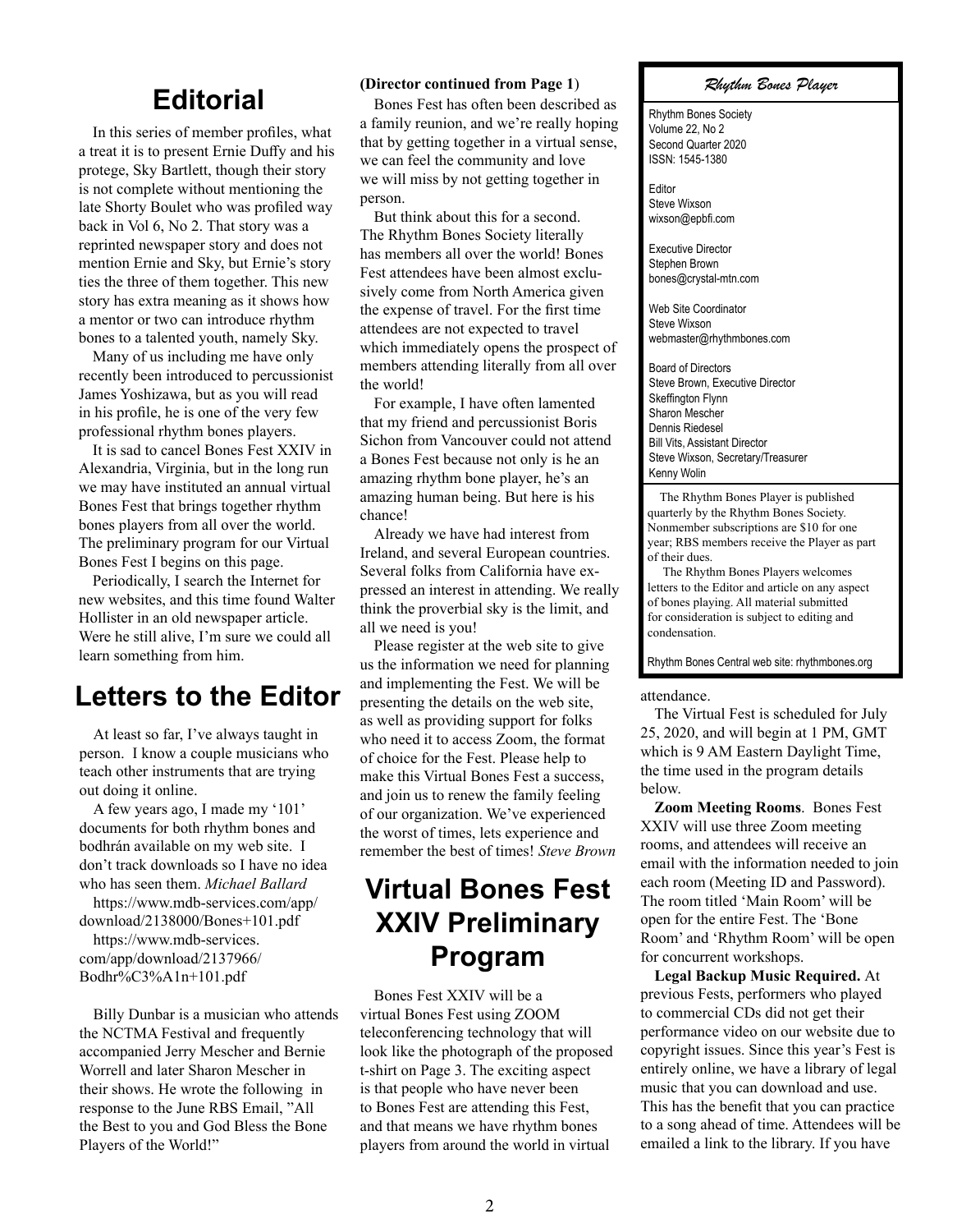# Editorial

In this series of member profiles, what a treat it is to present Ernie Duffy and his protege, Sky Bartlett, though their story is not complete without mentioning the late Shorty Boulet who was profiled way back in Vol 6, No 2. That story was a reprinted newspaper story and does not mention Ernie and Sky, but Ernie's story ties the three of them together. This new story has extra meaning as it shows how a mentor or two can introduce rhythm bones to a talented youth, namely Sky.

Many of us including me have only recently been introduced to percussionist James Yoshizawa, but as you will read in his profile, he is one of the very few professional rhythm bones players.

It is sad to cancel Bones Fest XXIV in Alexandria, Virginia, but in the long run we may have instituted an annual virtual Bones Fest that brings together rhythm bones players from all over the world. The preliminary program for our Virtual Bones Fest I begins on this page.

Periodically, I search the Internet for new websites, and this time found Walter Hollister in an old newspaper article. Were he still alive, I'm sure we could all learn something from him.

# Letters to the Editor

At least so far, I've always taught in person. I know a couple musicians who teach other instruments that are trying out doing it online.

A few years ago, I made my '101' documents for both rhythm bones and bodhrán available on my web site. I don't track downloads so I have no idea who has seen them. *Michael Ballard*

https://www.mdb-services.com/app/download/2138000/Bones+101.pdf

https://www.mdb-services.com/app/download/2137966/Bodhr%C3%A1n+101.pdf

Billy Dunbar is a musician who attends the NCTMA Festival and frequently accompanied Jerry Mescher and Bernie Worrell and later Sharon Mescher in their shows. He wrote the following in response to the June RBS Email, "All the Best to you and God Bless the Bone Players of the World!"

**(Director continued from Page 1)**

Bones Fest has often been described as a family reunion, and we're really hoping that by getting together in a virtual sense, we can feel the community and love we will miss by not getting together in person.

But think about this for a second. The Rhythm Bones Society literally has members all over the world! Bones Fest attendees have been almost exclusively come from North America given the expense of travel. For the first time attendees are not expected to travel which immediately opens the prospect of members attending literally from all over the world!

For example, I have often lamented that my friend and percussionist Boris Sichon from Vancouver could not attend a Bones Fest because not only is he an amazing rhythm bone player, he's an amazing human being. But here is his chance!

Already we have had interest from Ireland, and several European countries. Several folks from California have expressed an interest in attending. We really think the proverbial sky is the limit, and all we need is you!

Please register at the web site to give us the information we need for planning and implementing the Fest. We will be presenting the details on the web site, as well as providing support for folks who need it to access Zoom, the format of choice for the Fest. Please help to make this Virtual Bones Fest a success, and join us to renew the family feeling of our organization. We've experienced the worst of times, lets experience and remember the best of times! *Steve Brown*

# Virtual Bones Fest XXIV Preliminary Program

Bones Fest XXIV will be a virtual Bones Fest using ZOOM teleconferencing technology that will look like the photograph of the proposed t-shirt on Page 3. The exciting aspect is that people who have never been to Bones Fest are attending this Fest, and that means we have rhythm bones players from around the world in virtual attendance.

The Virtual Fest is scheduled for July 25, 2020, and will begin at 1 PM, GMT which is 9 AM Eastern Daylight Time, the time used in the program details below.

**Zoom Meeting Rooms**. Bones Fest XXIV will use three Zoom meeting rooms, and attendees will receive an email with the information needed to join each room (Meeting ID and Password). The room titled 'Main Room' will be open for the entire Fest. The 'Bone Room' and 'Rhythm Room' will be open for concurrent workshops.

**Legal Backup Music Required.** At previous Fests, performers who played to commercial CDs did not get their performance video on our website due to copyright issues. Since this year's Fest is entirely online, we have a library of legal music that you can download and use. This has the benefit that you can practice to a song ahead of time. Attendees will be emailed a link to the library. If you have

---

***Rhythm Bones Player***

Rhythm Bones Society
Volume 22, No 2
Second Quarter 2020
ISSN: 1545-1380

Editor
Steve Wixson
wixson@epbfi.com

Executive Director
Stephen Brown
bones@crystal-mtn.com

Web Site Coordinator
Steve Wixson
webmaster@rhythmbones.com

Board of Directors
Steve Brown, Executive Director
Skeffington Flynn
Sharon Mescher
Dennis Riedesel
Bill Vits, Assistant Director
Steve Wixson, Secretary/Treasurer
Kenny Wolin

The Rhythm Bones Player is published quarterly by the Rhythm Bones Society. Nonmember subscriptions are $10 for one year; RBS members receive the Player as part of their dues.

The Rhythm Bones Players welcomes letters to the Editor and article on any aspect of bones playing. All material submitted for consideration is subject to editing and condensation.

Rhythm Bones Central web site: rhythmbones.org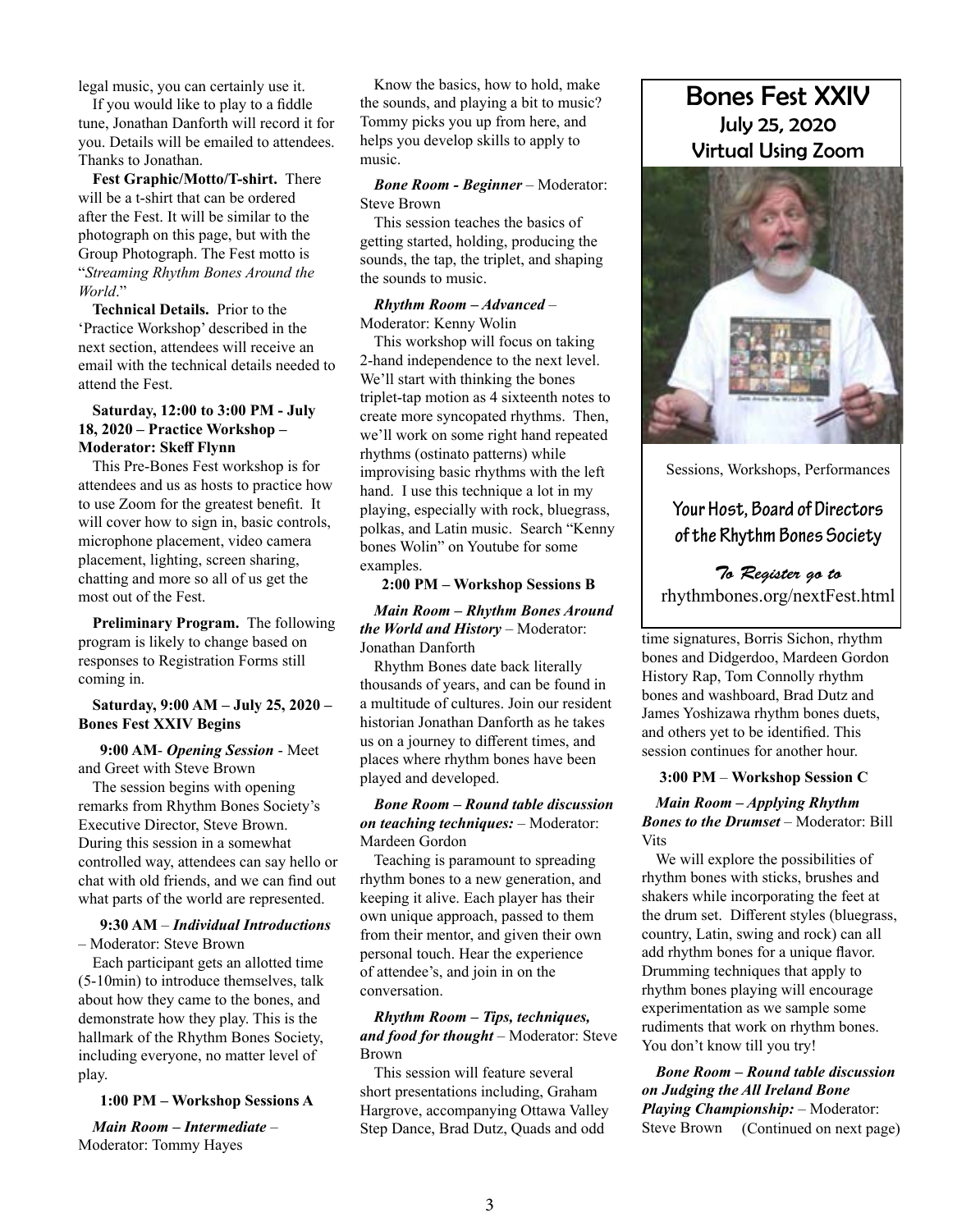legal music, you can certainly use it.

If you would like to play to a fiddle tune, Jonathan Danforth will record it for you. Details will be emailed to attendees. Thanks to Jonathan.

**Fest Graphic/Motto/T-shirt.** There will be a t-shirt that can be ordered after the Fest. It will be similar to the photograph on this page, but with the Group Photograph. The Fest motto is "*Streaming Rhythm Bones Around the World*."

**Technical Details.** Prior to the 'Practice Workshop' described in the next section, attendees will receive an email with the technical details needed to attend the Fest.

**Saturday, 12:00 to 3:00 PM - July 18, 2020 – Practice Workshop – Moderator: Skeff Flynn**

This Pre-Bones Fest workshop is for attendees and us as hosts to practice how to use Zoom for the greatest benefit. It will cover how to sign in, basic controls, microphone placement, video camera placement, lighting, screen sharing, chatting and more so all of us get the most out of the Fest.

**Preliminary Program.** The following program is likely to change based on responses to Registration Forms still coming in.

**Saturday, 9:00 AM – July 25, 2020 – Bones Fest XXIV Begins**

**9:00 AM**- ***Opening Session*** - Meet and Greet with Steve Brown

The session begins with opening remarks from Rhythm Bones Society's Executive Director, Steve Brown. During this session in a somewhat controlled way, attendees can say hello or chat with old friends, and we can find out what parts of the world are represented.

**9:30 AM** – ***Individual Introductions*** – Moderator: Steve Brown

Each participant gets an allotted time (5-10min) to introduce themselves, talk about how they came to the bones, and demonstrate how they play. This is the hallmark of the Rhythm Bones Society, including everyone, no matter level of play.

**1:00 PM – Workshop Sessions A**

***Main Room – Intermediate*** – Moderator: Tommy Hayes

Know the basics, how to hold, make the sounds, and playing a bit to music? Tommy picks you up from here, and helps you develop skills to apply to music.

***Bone Room - Beginner*** – Moderator: Steve Brown

This session teaches the basics of getting started, holding, producing the sounds, the tap, the triplet, and shaping the sounds to music.

***Rhythm Room – Advanced*** – Moderator: Kenny Wolin

This workshop will focus on taking 2-hand independence to the next level. We'll start with thinking the bones triplet-tap motion as 4 sixteenth notes to create more syncopated rhythms. Then, we'll work on some right hand repeated rhythms (ostinato patterns) while improvising basic rhythms with the left hand. I use this technique a lot in my playing, especially with rock, bluegrass, polkas, and Latin music. Search "Kenny bones Wolin" on Youtube for some examples.

**2:00 PM – Workshop Sessions B**

***Main Room – Rhythm Bones Around the World and History*** – Moderator: Jonathan Danforth

Rhythm Bones date back literally thousands of years, and can be found in a multitude of cultures. Join our resident historian Jonathan Danforth as he takes us on a journey to different times, and places where rhythm bones have been played and developed.

***Bone Room – Round table discussion on teaching techniques:*** – Moderator: Mardeen Gordon

Teaching is paramount to spreading rhythm bones to a new generation, and keeping it alive. Each player has their own unique approach, passed to them from their mentor, and given their own personal touch. Hear the experience of attendee's, and join in on the conversation.

***Rhythm Room – Tips, techniques, and food for thought*** – Moderator: Steve Brown

This session will feature several short presentations including, Graham Hargrove, accompanying Ottawa Valley Step Dance, Brad Dutz, Quads and odd time signatures, Borris Sichon, rhythm bones and Didgerdoo, Mardeen Gordon History Rap, Tom Connolly rhythm bones and washboard, Brad Dutz and James Yoshizawa rhythm bones duets, and others yet to be identified. This session continues for another hour.

**3:00 PM** – **Workshop Session C**

***Main Room – Applying Rhythm Bones to the Drumset*** – Moderator: Bill Vits

We will explore the possibilities of rhythm bones with sticks, brushes and shakers while incorporating the feet at the drum set. Different styles (bluegrass, country, Latin, swing and rock) can all add rhythm bones for a unique flavor. Drumming techniques that apply to rhythm bones playing will encourage experimentation as we sample some rudiments that work on rhythm bones. You don't know till you try!

***Bone Room – Round table discussion on Judging the All Ireland Bone Playing Championship:*** – Moderator: Steve Brown (Continued on next page)

---

# Bones Fest XXIV
## July 25, 2020
## Virtual Using Zoom

Sessions, Workshops, Performances

**Your Host, Board of Directors of the Rhythm Bones Society**

*To Register go to*
rhythmbones.org/nextFest.html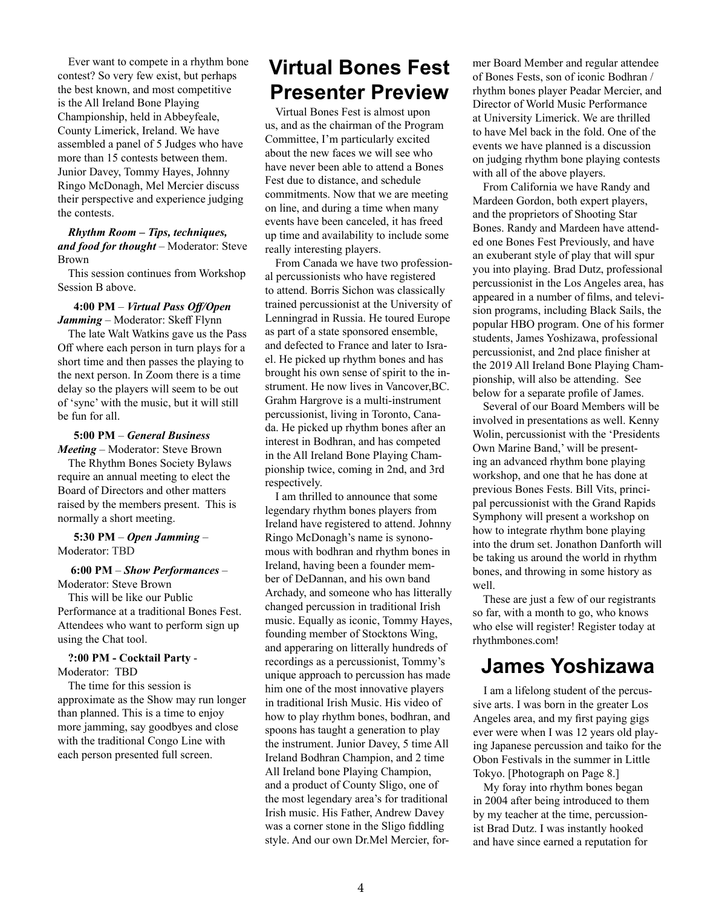Ever want to compete in a rhythm bone contest? So very few exist, but perhaps the best known, and most competitive is the All Ireland Bone Playing Championship, held in Abbeyfeale, County Limerick, Ireland. We have assembled a panel of 5 Judges who have more than 15 contests between them. Junior Davey, Tommy Hayes, Johnny Ringo McDonagh, Mel Mercier discuss their perspective and experience judging the contests.

***Rhythm Room – Tips, techniques, and food for thought*** – Moderator: Steve Brown

This session continues from Workshop Session B above.

**4:00 PM** – ***Virtual Pass Off/Open Jamming*** – Moderator: Skeff Flynn

The late Walt Watkins gave us the Pass Off where each person in turn plays for a short time and then passes the playing to the next person. In Zoom there is a time delay so the players will seem to be out of 'sync' with the music, but it will still be fun for all.

**5:00 PM** – ***General Business Meeting*** – Moderator: Steve Brown

The Rhythm Bones Society Bylaws require an annual meeting to elect the Board of Directors and other matters raised by the members present. This is normally a short meeting.

**5:30 PM** – ***Open Jamming*** – Moderator: TBD

**6:00 PM** – ***Show Performances*** – Moderator: Steve Brown

This will be like our Public Performance at a traditional Bones Fest. Attendees who want to perform sign up using the Chat tool.

**?:00 PM - Cocktail Party** - Moderator: TBD

The time for this session is approximate as the Show may run longer than planned. This is a time to enjoy more jamming, say goodbyes and close with the traditional Congo Line with each person presented full screen.

# Virtual Bones Fest Presenter Preview

Virtual Bones Fest is almost upon us, and as the chairman of the Program Committee, I'm particularly excited about the new faces we will see who have never been able to attend a Bones Fest due to distance, and schedule commitments. Now that we are meeting on line, and during a time when many events have been canceled, it has freed up time and availability to include some really interesting players.

From Canada we have two professional percussionists who have registered to attend. Borris Sichon was classically trained percussionist at the University of Lenningrad in Russia. He toured Europe as part of a state sponsored ensemble, and defected to France and later to Israel. He picked up rhythm bones and has brought his own sense of spirit to the instrument. He now lives in Vancover,BC. Grahm Hargrove is a multi-instrument percussionist, living in Toronto, Canada. He picked up rhythm bones after an interest in Bodhran, and has competed in the All Ireland Bone Playing Championship twice, coming in 2nd, and 3rd respectively.

I am thrilled to announce that some legendary rhythm bones players from Ireland have registered to attend. Johnny Ringo McDonagh's name is synonomous with bodhran and rhythm bones in Ireland, having been a founder member of DeDannan, and his own band Archady, and someone who has litterally changed percussion in traditional Irish music. Equally as iconic, Tommy Hayes, founding member of Stocktons Wing, and apperaring on litterally hundreds of recordings as a percussionist, Tommy's unique approach to percussion has made him one of the most innovative players in traditional Irish Music. His video of how to play rhythm bones, bodhran, and spoons has taught a generation to play the instrument. Junior Davey, 5 time All Ireland Bodhran Champion, and 2 time All Ireland bone Playing Champion, and a product of County Sligo, one of the most legendary area's for traditional Irish music. His Father, Andrew Davey was a corner stone in the Sligo fiddling style. And our own Dr.Mel Mercier, former Board Member and regular attendee of Bones Fests, son of iconic Bodhran / rhythm bones player Peadar Mercier, and Director of World Music Performance at University Limerick. We are thrilled to have Mel back in the fold. One of the events we have planned is a discussion on judging rhythm bone playing contests with all of the above players.

From California we have Randy and Mardeen Gordon, both expert players, and the proprietors of Shooting Star Bones. Randy and Mardeen have attended one Bones Fest Previously, and have an exuberant style of play that will spur you into playing. Brad Dutz, professional percussionist in the Los Angeles area, has appeared in a number of films, and television programs, including Black Sails, the popular HBO program. One of his former students, James Yoshizawa, professional percussionist, and 2nd place finisher at the 2019 All Ireland Bone Playing Championship, will also be attending. See below for a separate profile of James.

Several of our Board Members will be involved in presentations as well. Kenny Wolin, percussionist with the 'Presidents Own Marine Band,' will be presenting an advanced rhythm bone playing workshop, and one that he has done at previous Bones Fests. Bill Vits, principal percussionist with the Grand Rapids Symphony will present a workshop on how to integrate rhythm bone playing into the drum set. Jonathon Danforth will be taking us around the world in rhythm bones, and throwing in some history as well.

These are just a few of our registrants so far, with a month to go, who knows who else will register! Register today at rhythmbones.com!

# James Yoshizawa

I am a lifelong student of the percussive arts. I was born in the greater Los Angeles area, and my first paying gigs ever were when I was 12 years old playing Japanese percussion and taiko for the Obon Festivals in the summer in Little Tokyo. [Photograph on Page 8.]

My foray into rhythm bones began in 2004 after being introduced to them by my teacher at the time, percussionist Brad Dutz. I was instantly hooked and have since earned a reputation for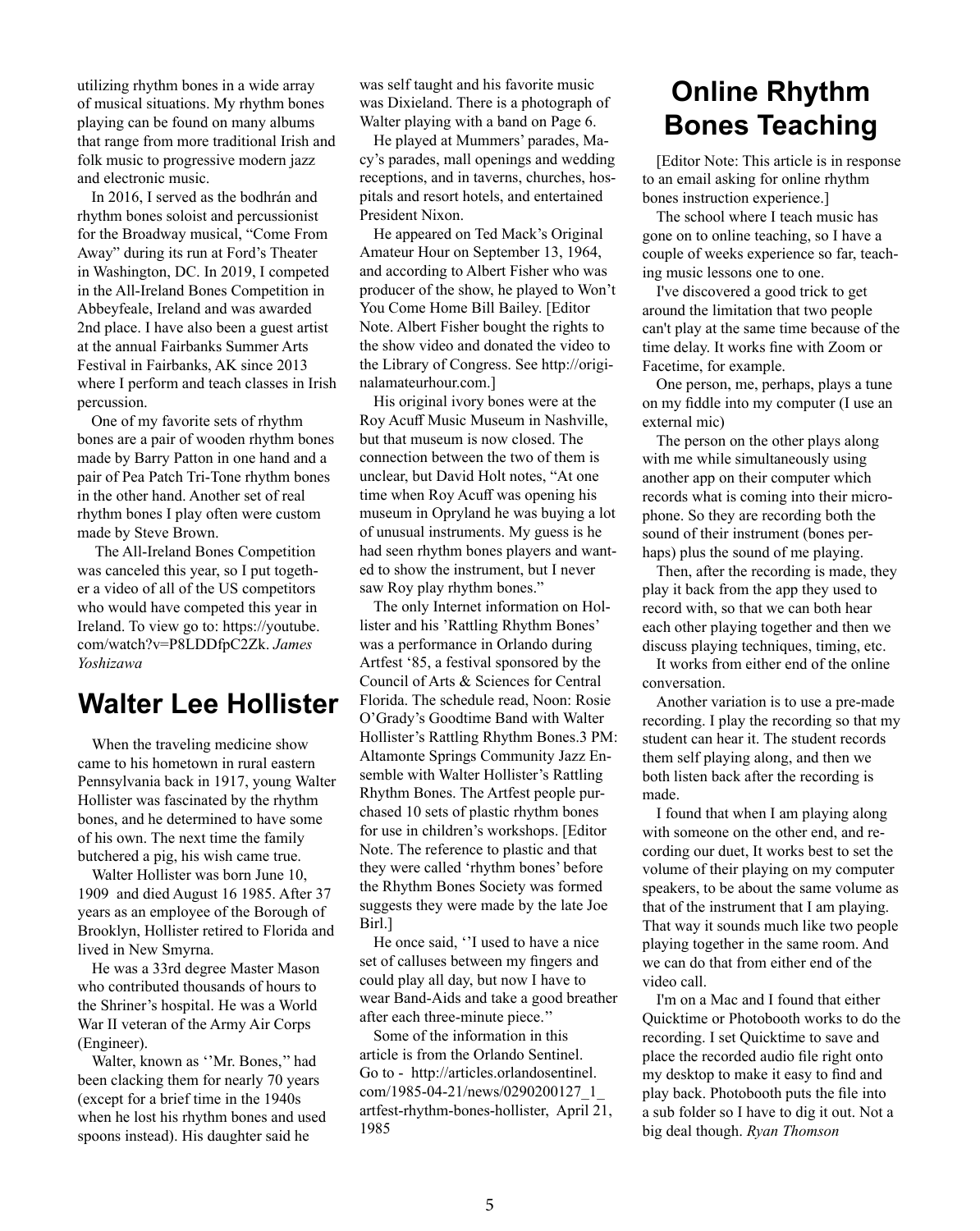utilizing rhythm bones in a wide array of musical situations. My rhythm bones playing can be found on many albums that range from more traditional Irish and folk music to progressive modern jazz and electronic music.

In 2016, I served as the bodhrán and rhythm bones soloist and percussionist for the Broadway musical, "Come From Away" during its run at Ford's Theater in Washington, DC. In 2019, I competed in the All-Ireland Bones Competition in Abbeyfeale, Ireland and was awarded 2nd place. I have also been a guest artist at the annual Fairbanks Summer Arts Festival in Fairbanks, AK since 2013 where I perform and teach classes in Irish percussion.

One of my favorite sets of rhythm bones are a pair of wooden rhythm bones made by Barry Patton in one hand and a pair of Pea Patch Tri-Tone rhythm bones in the other hand. Another set of real rhythm bones I play often were custom made by Steve Brown.

The All-Ireland Bones Competition was canceled this year, so I put together a video of all of the US competitors who would have competed this year in Ireland. To view go to: https://youtube.com/watch?v=P8LDDfpC2Zk. *James Yoshizawa*

## Walter Lee Hollister

When the traveling medicine show came to his hometown in rural eastern Pennsylvania back in 1917, young Walter Hollister was fascinated by the rhythm bones, and he determined to have some of his own. The next time the family butchered a pig, his wish came true.

Walter Hollister was born June 10, 1909 and died August 16 1985. After 37 years as an employee of the Borough of Brooklyn, Hollister retired to Florida and lived in New Smyrna.

He was a 33rd degree Master Mason who contributed thousands of hours to the Shriner's hospital. He was a World War II veteran of the Army Air Corps (Engineer).

Walter, known as ''Mr. Bones,'' had been clacking them for nearly 70 years (except for a brief time in the 1940s when he lost his rhythm bones and used spoons instead). His daughter said he was self taught and his favorite music was Dixieland. There is a photograph of Walter playing with a band on Page 6.

He played at Mummers' parades, Macy's parades, mall openings and wedding receptions, and in taverns, churches, hospitals and resort hotels, and entertained President Nixon.

He appeared on Ted Mack's Original Amateur Hour on September 13, 1964, and according to Albert Fisher who was producer of the show, he played to Won't You Come Home Bill Bailey. [Editor Note. Albert Fisher bought the rights to the show video and donated the video to the Library of Congress. See http://originalamateurhour.com.]

His original ivory bones were at the Roy Acuff Music Museum in Nashville, but that museum is now closed. The connection between the two of them is unclear, but David Holt notes, "At one time when Roy Acuff was opening his museum in Opryland he was buying a lot of unusual instruments. My guess is he had seen rhythm bones players and wanted to show the instrument, but I never saw Roy play rhythm bones."

The only Internet information on Hollister and his 'Rattling Rhythm Bones' was a performance in Orlando during Artfest '85, a festival sponsored by the Council of Arts & Sciences for Central Florida. The schedule read, Noon: Rosie O'Grady's Goodtime Band with Walter Hollister's Rattling Rhythm Bones.3 PM: Altamonte Springs Community Jazz Ensemble with Walter Hollister's Rattling Rhythm Bones. The Artfest people purchased 10 sets of plastic rhythm bones for use in children's workshops. [Editor Note. The reference to plastic and that they were called 'rhythm bones' before the Rhythm Bones Society was formed suggests they were made by the late Joe Birl.]

He once said, ''I used to have a nice set of calluses between my fingers and could play all day, but now I have to wear Band-Aids and take a good breather after each three-minute piece.''

Some of the information in this article is from the Orlando Sentinel. Go to - http://articles.orlandosentinel.com/1985-04-21/news/0290200127_1_artfest-rhythm-bones-hollister, April 21, 1985

## Online Rhythm Bones Teaching

[Editor Note: This article is in response to an email asking for online rhythm bones instruction experience.]

The school where I teach music has gone on to online teaching, so I have a couple of weeks experience so far, teaching music lessons one to one.

I've discovered a good trick to get around the limitation that two people can't play at the same time because of the time delay. It works fine with Zoom or Facetime, for example.

One person, me, perhaps, plays a tune on my fiddle into my computer (I use an external mic)

The person on the other plays along with me while simultaneously using another app on their computer which records what is coming into their microphone. So they are recording both the sound of their instrument (bones perhaps) plus the sound of me playing.

Then, after the recording is made, they play it back from the app they used to record with, so that we can both hear each other playing together and then we discuss playing techniques, timing, etc.

It works from either end of the online conversation.

Another variation is to use a pre-made recording. I play the recording so that my student can hear it. The student records them self playing along, and then we both listen back after the recording is made.

I found that when I am playing along with someone on the other end, and recording our duet, It works best to set the volume of their playing on my computer speakers, to be about the same volume as that of the instrument that I am playing. That way it sounds much like two people playing together in the same room. And we can do that from either end of the video call.

I'm on a Mac and I found that either Quicktime or Photobooth works to do the recording. I set Quicktime to save and place the recorded audio file right onto my desktop to make it easy to find and play back. Photobooth puts the file into a sub folder so I have to dig it out. Not a big deal though. *Ryan Thomson*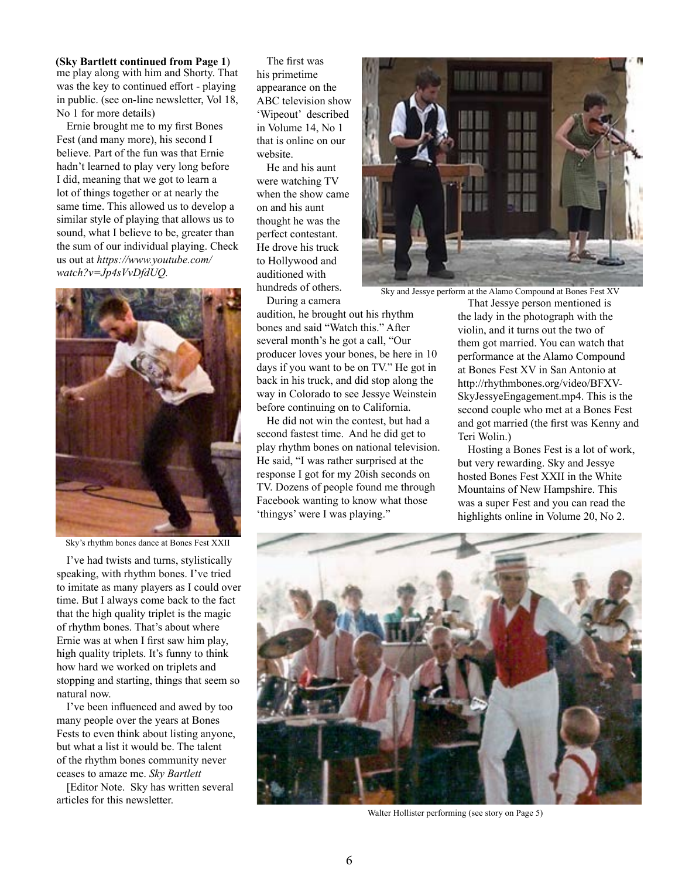**(Sky Bartlett continued from Page 1)** me play along with him and Shorty. That was the key to continued effort - playing in public. (see on-line newsletter, Vol 18, No 1 for more details)

Ernie brought me to my first Bones Fest (and many more), his second I believe. Part of the fun was that Ernie hadn't learned to play very long before I did, meaning that we got to learn a lot of things together or at nearly the same time. This allowed us to develop a similar style of playing that allows us to sound, what I believe to be, greater than the sum of our individual playing. Check us out at *https://www.youtube.com/watch?v=Jp4sVvDfdUQ.*

Sky's rhythm bones dance at Bones Fest XXII

I've had twists and turns, stylistically speaking, with rhythm bones. I've tried to imitate as many players as I could over time. But I always come back to the fact that the high quality triplet is the magic of rhythm bones. That's about where Ernie was at when I first saw him play, high quality triplets. It's funny to think how hard we worked on triplets and stopping and starting, things that seem so natural now.

I've been influenced and awed by too many people over the years at Bones Fests to even think about listing anyone, but what a list it would be. The talent of the rhythm bones community never ceases to amaze me. *Sky Bartlett*

[Editor Note. Sky has written several articles for this newsletter.

The first was his primetime appearance on the ABC television show 'Wipeout' described in Volume 14, No 1 that is online on our website.

He and his aunt were watching TV when the show came on and his aunt thought he was the perfect contestant. He drove his truck to Hollywood and auditioned with hundreds of others.

During a camera audition, he brought out his rhythm bones and said "Watch this." After several month's he got a call, "Our producer loves your bones, be here in 10 days if you want to be on TV." He got in back in his truck, and did stop along the way in Colorado to see Jessye Weinstein before continuing on to California.

He did not win the contest, but had a second fastest time. And he did get to play rhythm bones on national television. He said, "I was rather surprised at the response I got for my 20ish seconds on TV. Dozens of people found me through Facebook wanting to know what those 'thingys' were I was playing."

Sky and Jessye perform at the Alamo Compound at Bones Fest XV

That Jessye person mentioned is the lady in the photograph with the violin, and it turns out the two of them got married. You can watch that performance at the Alamo Compound at Bones Fest XV in San Antonio at http://rhythmbones.org/video/BFXV-SkyJessyeEngagement.mp4. This is the second couple who met at a Bones Fest and got married (the first was Kenny and Teri Wolin.)

Hosting a Bones Fest is a lot of work, but very rewarding. Sky and Jessye hosted Bones Fest XXII in the White Mountains of New Hampshire. This was a super Fest and you can read the highlights online in Volume 20, No 2.

Walter Hollister performing (see story on Page 5)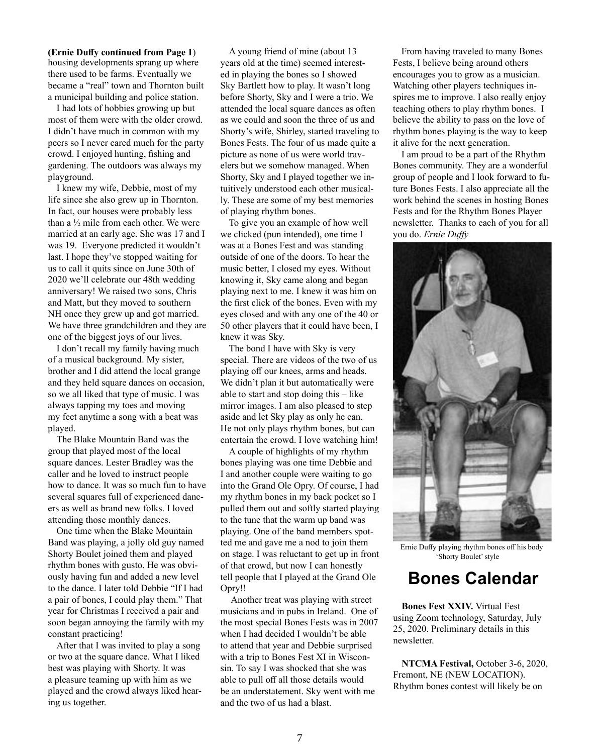**(Ernie Duffy continued from Page 1**) housing developments sprang up where there used to be farms. Eventually we became a "real" town and Thornton built a municipal building and police station.

I had lots of hobbies growing up but most of them were with the older crowd. I didn't have much in common with my peers so I never cared much for the party crowd. I enjoyed hunting, fishing and gardening. The outdoors was always my playground.

I knew my wife, Debbie, most of my life since she also grew up in Thornton. In fact, our houses were probably less than a ½ mile from each other. We were married at an early age. She was 17 and I was 19. Everyone predicted it wouldn't last. I hope they've stopped waiting for us to call it quits since on June 30th of 2020 we'll celebrate our 48th wedding anniversary! We raised two sons, Chris and Matt, but they moved to southern NH once they grew up and got married. We have three grandchildren and they are one of the biggest joys of our lives.

I don't recall my family having much of a musical background. My sister, brother and I did attend the local grange and they held square dances on occasion, so we all liked that type of music. I was always tapping my toes and moving my feet anytime a song with a beat was played.

The Blake Mountain Band was the group that played most of the local square dances. Lester Bradley was the caller and he loved to instruct people how to dance. It was so much fun to have several squares full of experienced dancers as well as brand new folks. I loved attending those monthly dances.

One time when the Blake Mountain Band was playing, a jolly old guy named Shorty Boulet joined them and played rhythm bones with gusto. He was obviously having fun and added a new level to the dance. I later told Debbie "If I had a pair of bones, I could play them." That year for Christmas I received a pair and soon began annoying the family with my constant practicing!

After that I was invited to play a song or two at the square dance. What I liked best was playing with Shorty. It was a pleasure teaming up with him as we played and the crowd always liked hearing us together.

A young friend of mine (about 13 years old at the time) seemed interested in playing the bones so I showed Sky Bartlett how to play. It wasn't long before Shorty, Sky and I were a trio. We attended the local square dances as often as we could and soon the three of us and Shorty's wife, Shirley, started traveling to Bones Fests. The four of us made quite a picture as none of us were world travelers but we somehow managed. When Shorty, Sky and I played together we intuitively understood each other musically. These are some of my best memories of playing rhythm bones.

To give you an example of how well we clicked (pun intended), one time I was at a Bones Fest and was standing outside of one of the doors. To hear the music better, I closed my eyes. Without knowing it, Sky came along and began playing next to me. I knew it was him on the first click of the bones. Even with my eyes closed and with any one of the 40 or 50 other players that it could have been, I knew it was Sky.

The bond I have with Sky is very special. There are videos of the two of us playing off our knees, arms and heads. We didn't plan it but automatically were able to start and stop doing this – like mirror images. I am also pleased to step aside and let Sky play as only he can. He not only plays rhythm bones, but can entertain the crowd. I love watching him!

A couple of highlights of my rhythm bones playing was one time Debbie and I and another couple were waiting to go into the Grand Ole Opry. Of course, I had my rhythm bones in my back pocket so I pulled them out and softly started playing to the tune that the warm up band was playing. One of the band members spotted me and gave me a nod to join them on stage. I was reluctant to get up in front of that crowd, but now I can honestly tell people that I played at the Grand Ole Opry!!

Another treat was playing with street musicians and in pubs in Ireland. One of the most special Bones Fests was in 2007 when I had decided I wouldn't be able to attend that year and Debbie surprised with a trip to Bones Fest XI in Wisconsin. To say I was shocked that she was able to pull off all those details would be an understatement. Sky went with me and the two of us had a blast.

From having traveled to many Bones Fests, I believe being around others encourages you to grow as a musician. Watching other players techniques inspires me to improve. I also really enjoy teaching others to play rhythm bones. I believe the ability to pass on the love of rhythm bones playing is the way to keep it alive for the next generation.

I am proud to be a part of the Rhythm Bones community. They are a wonderful group of people and I look forward to future Bones Fests. I also appreciate all the work behind the scenes in hosting Bones Fests and for the Rhythm Bones Player newsletter. Thanks to each of you for all you do. *Ernie Duffy*

Ernie Duffy playing rhythm bones off his body 'Shorty Boulet' style

# Bones Calendar

**Bones Fest XXIV.** Virtual Fest using Zoom technology, Saturday, July 25, 2020. Preliminary details in this newsletter.

**NTCMA Festival,** October 3-6, 2020, Fremont, NE (NEW LOCATION). Rhythm bones contest will likely be on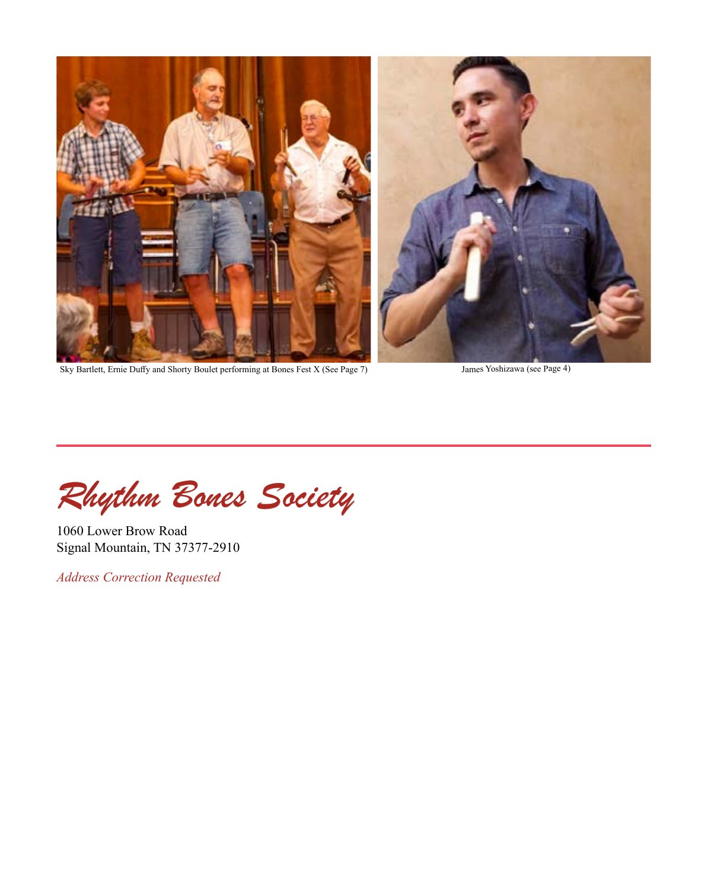Sky Bartlett, Ernie Duffy and Shorty Boulet performing at Bones Fest X (See Page 7)

James Yoshizawa (see Page 4)

# *Rhythm Bones Society*

1060 Lower Brow Road
Signal Mountain, TN 37377-2910

*Address Correction Requested*